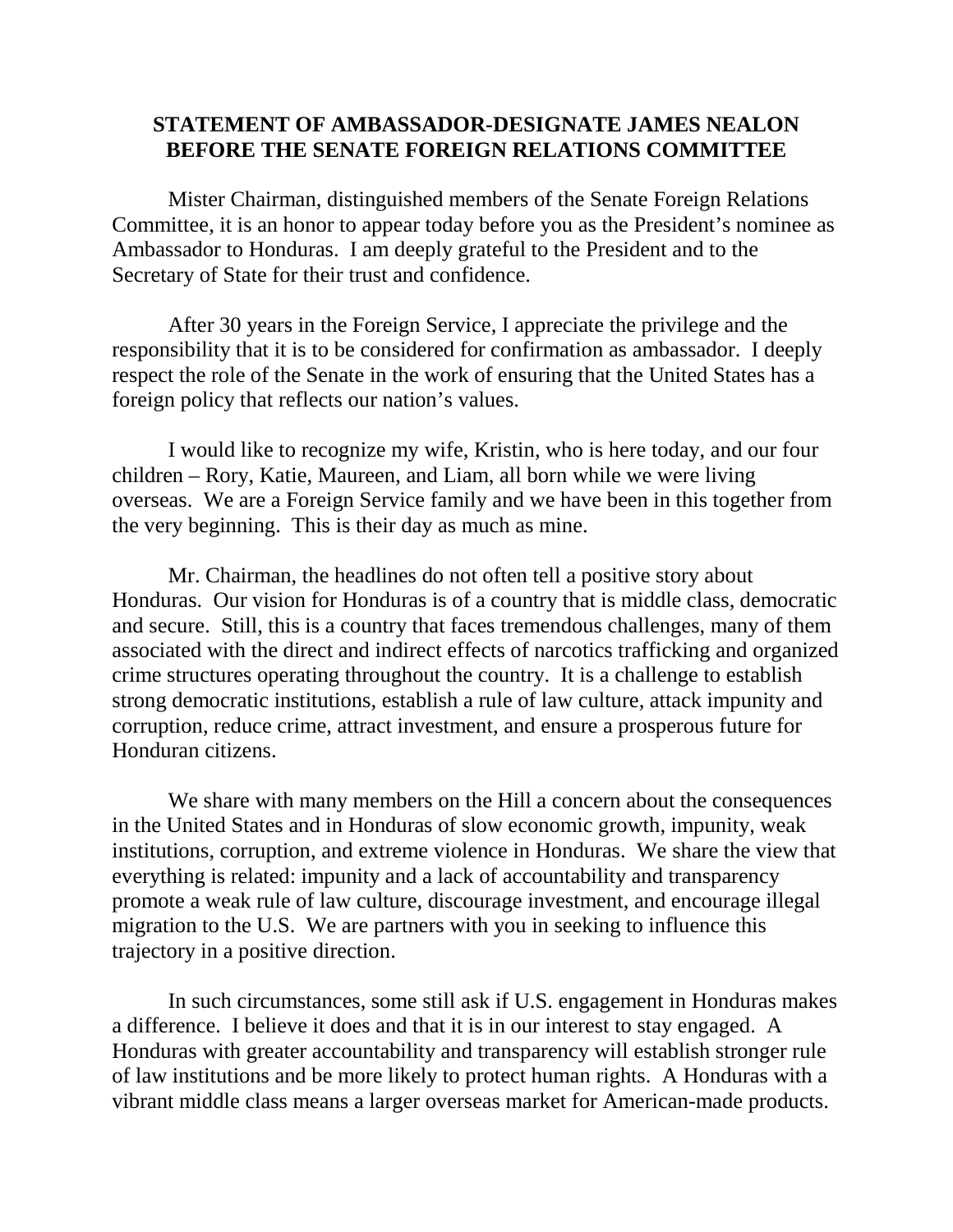# STATEMENT OF AMBASSADOR-DESIGNATE JAMES NEALON BEFORE THE SENATE FOREIGN RELATIONS COMMITTEE

Mister Chairman, distinguished members of the Senate Foreign Relations Committee, it is an honor to appear today before you as the President's nominee as Ambassador to Honduras. I am deeply grateful to the President and to the Secretary of State for their trust and confidence.

After 30 years in the Foreign Service, I appreciate the privilege and the responsibility that it is to be considered for confirmation as ambassador. I deeply respect the role of the Senate in the work of ensuring that the United States has a foreign policy that reflects our nation's values.

I would like to recognize my wife, Kristin, who is here today, and our four children – Rory, Katie, Maureen, and Liam, all born while we were living overseas. We are a Foreign Service family and we have been in this together from the very beginning. This is their day as much as mine.

Mr. Chairman, the headlines do not often tell a positive story about Honduras. Our vision for Honduras is of a country that is middle class, democratic and secure. Still, this is a country that faces tremendous challenges, many of them associated with the direct and indirect effects of narcotics trafficking and organized crime structures operating throughout the country. It is a challenge to establish strong democratic institutions, establish a rule of law culture, attack impunity and corruption, reduce crime, attract investment, and ensure a prosperous future for Honduran citizens.

We share with many members on the Hill a concern about the consequences in the United States and in Honduras of slow economic growth, impunity, weak institutions, corruption, and extreme violence in Honduras. We share the view that everything is related: impunity and a lack of accountability and transparency promote a weak rule of law culture, discourage investment, and encourage illegal migration to the U.S. We are partners with you in seeking to influence this trajectory in a positive direction.

In such circumstances, some still ask if U.S. engagement in Honduras makes a difference. I believe it does and that it is in our interest to stay engaged. A Honduras with greater accountability and transparency will establish stronger rule of law institutions and be more likely to protect human rights. A Honduras with a vibrant middle class means a larger overseas market for American-made products.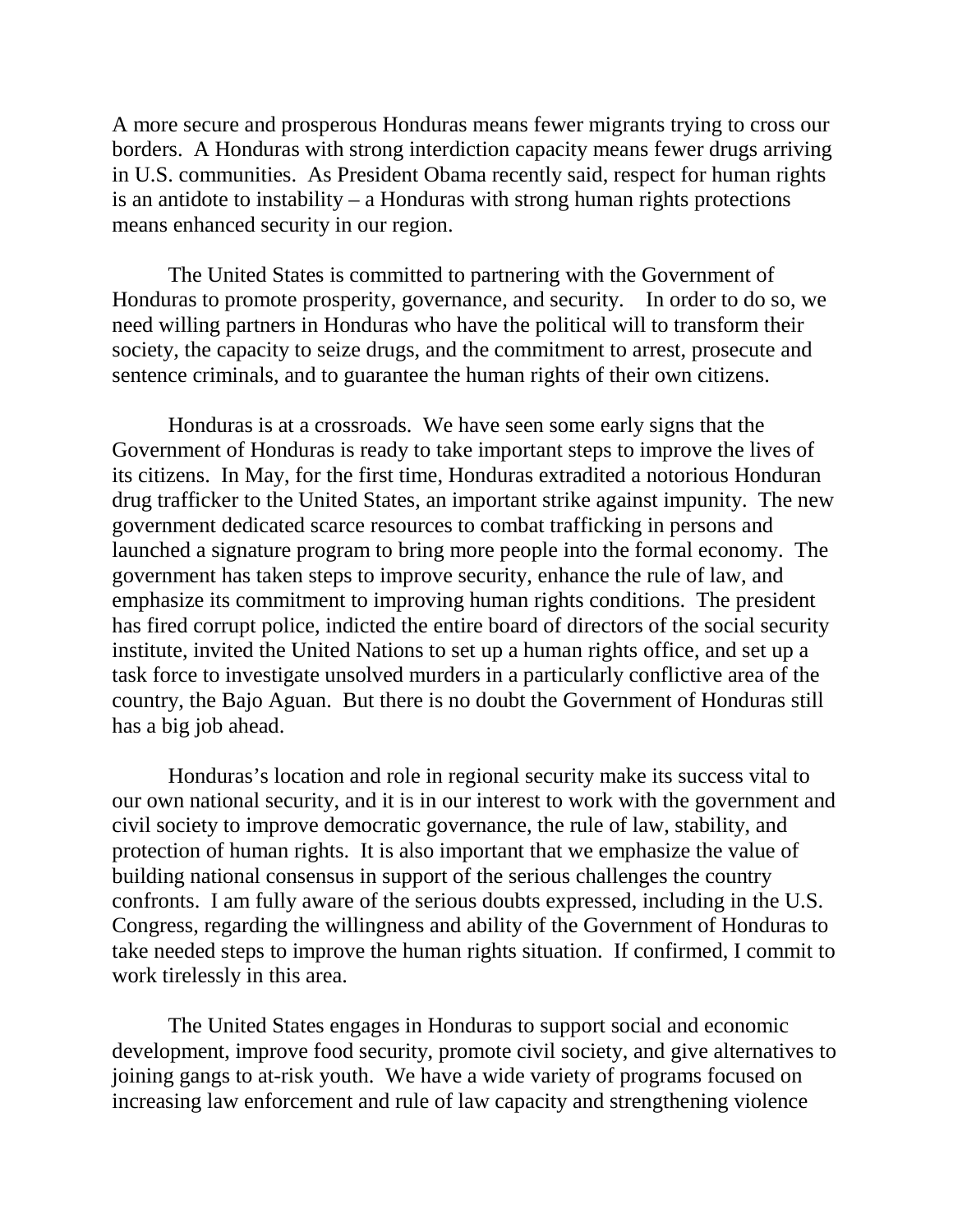A more secure and prosperous Honduras means fewer migrants trying to cross our borders. A Honduras with strong interdiction capacity means fewer drugs arriving in U.S. communities. As President Obama recently said, respect for human rights is an antidote to instability – a Honduras with strong human rights protections means enhanced security in our region.

The United States is committed to partnering with the Government of Honduras to promote prosperity, governance, and security. In order to do so, we need willing partners in Honduras who have the political will to transform their society, the capacity to seize drugs, and the commitment to arrest, prosecute and sentence criminals, and to guarantee the human rights of their own citizens.

Honduras is at a crossroads. We have seen some early signs that the Government of Honduras is ready to take important steps to improve the lives of its citizens. In May, for the first time, Honduras extradited a notorious Honduran drug trafficker to the United States, an important strike against impunity. The new government dedicated scarce resources to combat trafficking in persons and launched a signature program to bring more people into the formal economy. The government has taken steps to improve security, enhance the rule of law, and emphasize its commitment to improving human rights conditions. The president has fired corrupt police, indicted the entire board of directors of the social security institute, invited the United Nations to set up a human rights office, and set up a task force to investigate unsolved murders in a particularly conflictive area of the country, the Bajo Aguan. But there is no doubt the Government of Honduras still has a big job ahead.

Honduras's location and role in regional security make its success vital to our own national security, and it is in our interest to work with the government and civil society to improve democratic governance, the rule of law, stability, and protection of human rights. It is also important that we emphasize the value of building national consensus in support of the serious challenges the country confronts. I am fully aware of the serious doubts expressed, including in the U.S. Congress, regarding the willingness and ability of the Government of Honduras to take needed steps to improve the human rights situation. If confirmed, I commit to work tirelessly in this area.

The United States engages in Honduras to support social and economic development, improve food security, promote civil society, and give alternatives to joining gangs to at-risk youth. We have a wide variety of programs focused on increasing law enforcement and rule of law capacity and strengthening violence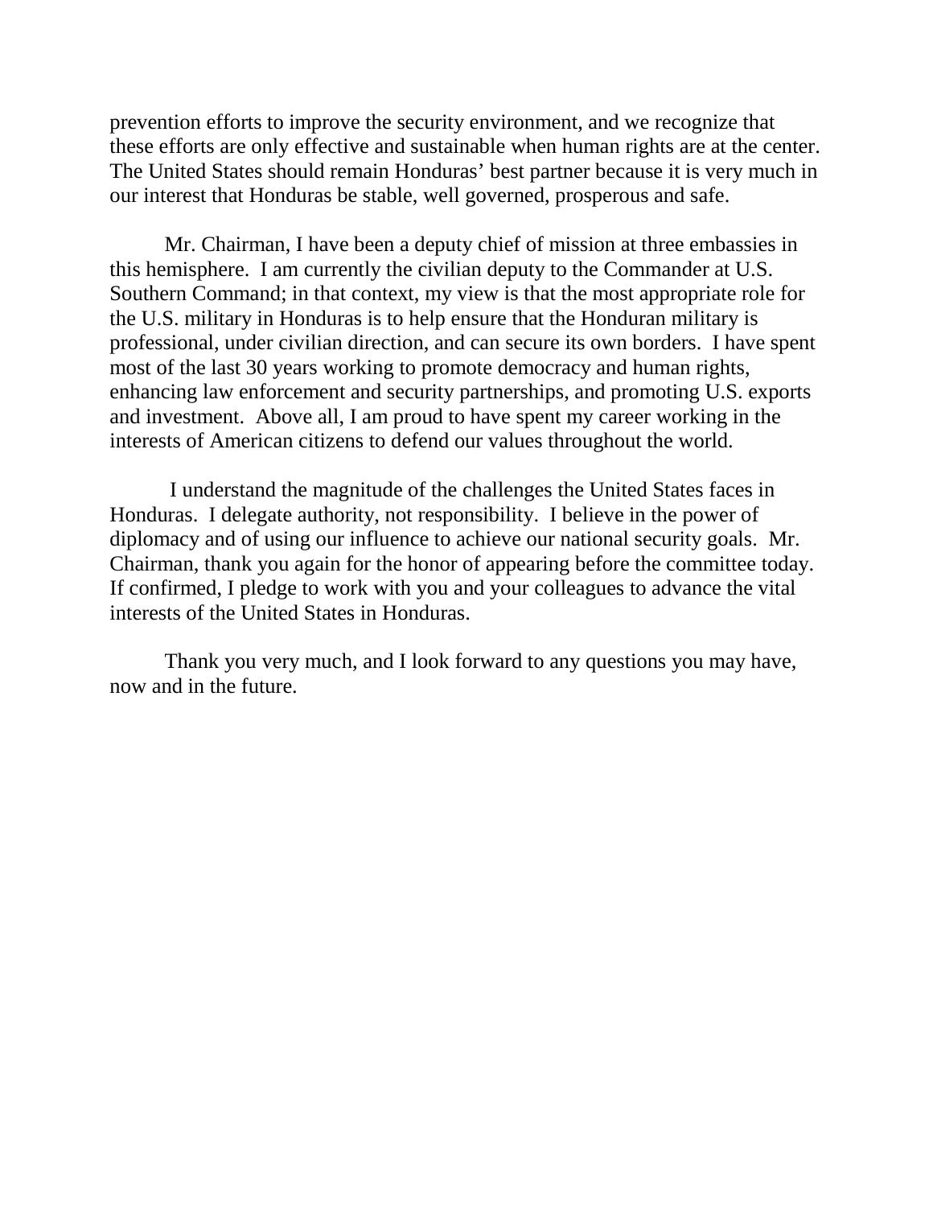prevention efforts to improve the security environment, and we recognize that these efforts are only effective and sustainable when human rights are at the center. The United States should remain Honduras' best partner because it is very much in our interest that Honduras be stable, well governed, prosperous and safe.

Mr. Chairman, I have been a deputy chief of mission at three embassies in this hemisphere. I am currently the civilian deputy to the Commander at U.S. Southern Command; in that context, my view is that the most appropriate role for the U.S. military in Honduras is to help ensure that the Honduran military is professional, under civilian direction, and can secure its own borders. I have spent most of the last 30 years working to promote democracy and human rights, enhancing law enforcement and security partnerships, and promoting U.S. exports and investment. Above all, I am proud to have spent my career working in the interests of American citizens to defend our values throughout the world.

I understand the magnitude of the challenges the United States faces in Honduras. I delegate authority, not responsibility. I believe in the power of diplomacy and of using our influence to achieve our national security goals. Mr. Chairman, thank you again for the honor of appearing before the committee today. If confirmed, I pledge to work with you and your colleagues to advance the vital interests of the United States in Honduras.

Thank you very much, and I look forward to any questions you may have, now and in the future.